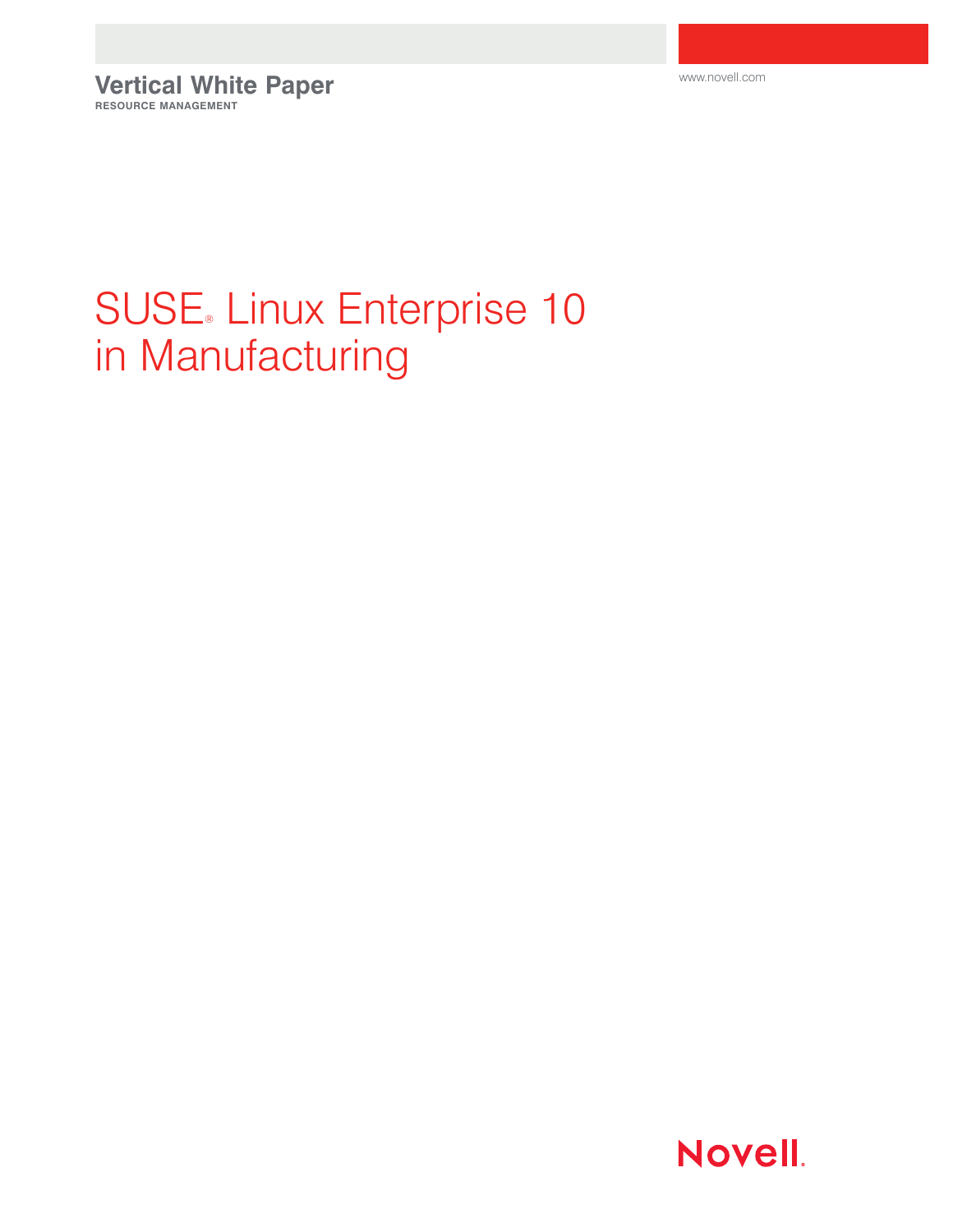Vertical White Paper
RESOURCE MANAGEMENT

www.novell.com

# SUSE® Linux Enterprise 10 in Manufacturing

Novell.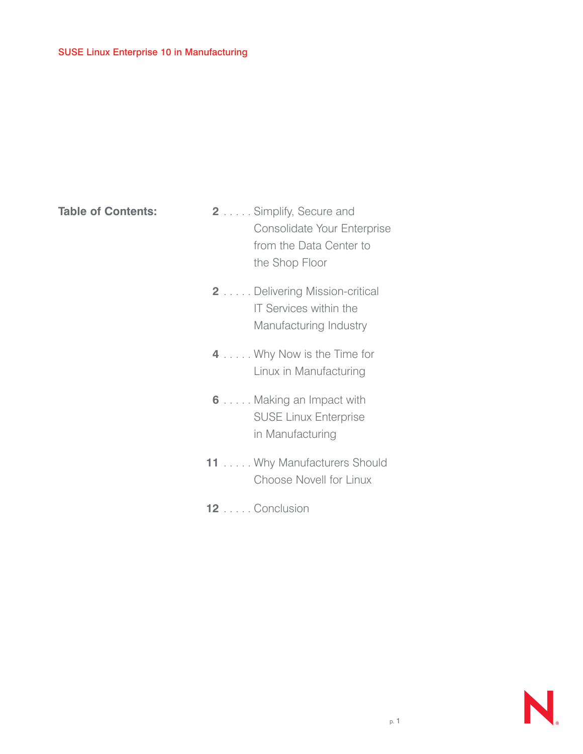## Table of Contents:

**2** ..... Simplify, Secure and Consolidate Your Enterprise from the Data Center to the Shop Floor

**2** ..... Delivering Mission-critical IT Services within the Manufacturing Industry

**4** ..... Why Now is the Time for Linux in Manufacturing

**6** ..... Making an Impact with SUSE Linux Enterprise in Manufacturing

**11** ..... Why Manufacturers Should Choose Novell for Linux

**12** ..... Conclusion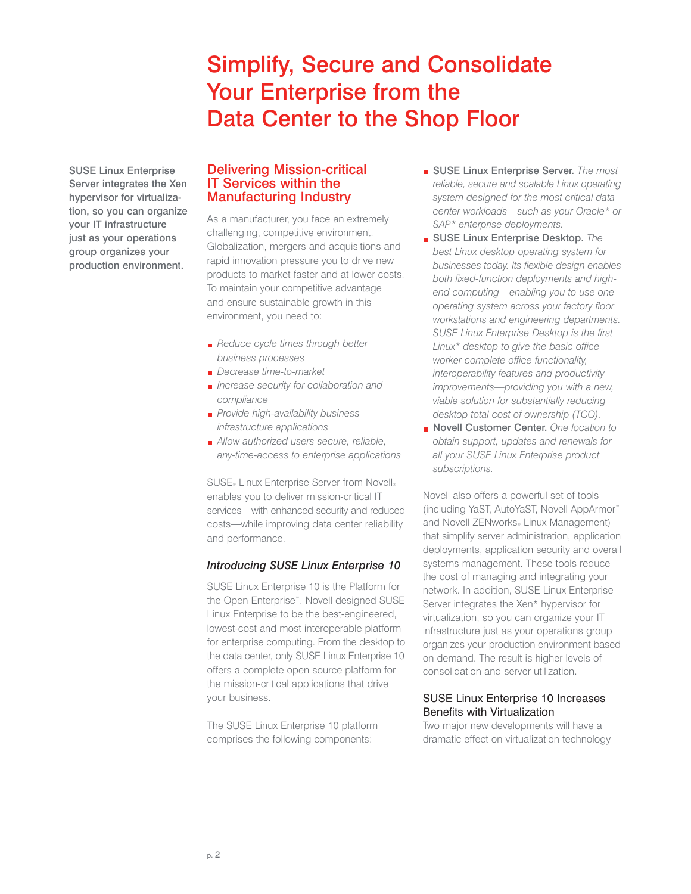# Simplify, Secure and Consolidate Your Enterprise from the Data Center to the Shop Floor

**SUSE Linux Enterprise Server integrates the Xen hypervisor for virtualization, so you can organize your IT infrastructure just as your operations group organizes your production environment.**

## Delivering Mission-critical IT Services within the Manufacturing Industry

As a manufacturer, you face an extremely challenging, competitive environment. Globalization, mergers and acquisitions and rapid innovation pressure you to drive new products to market faster and at lower costs. To maintain your competitive advantage and ensure sustainable growth in this environment, you need to:

- *Reduce cycle times through better business processes*
- *Decrease time-to-market*
- *Increase security for collaboration and compliance*
- *Provide high-availability business infrastructure applications*
- *Allow authorized users secure, reliable, any-time-access to enterprise applications*

SUSE® Linux Enterprise Server from Novell® enables you to deliver mission-critical IT services—with enhanced security and reduced costs—while improving data center reliability and performance.

### *Introducing SUSE Linux Enterprise 10*

SUSE Linux Enterprise 10 is the Platform for the Open Enterprise™. Novell designed SUSE Linux Enterprise to be the best-engineered, lowest-cost and most interoperable platform for enterprise computing. From the desktop to the data center, only SUSE Linux Enterprise 10 offers a complete open source platform for the mission-critical applications that drive your business.

The SUSE Linux Enterprise 10 platform comprises the following components:

- **SUSE Linux Enterprise Server.** *The most reliable, secure and scalable Linux operating system designed for the most critical data center workloads—such as your Oracle\* or SAP\* enterprise deployments.*
- **SUSE Linux Enterprise Desktop.** *The best Linux desktop operating system for businesses today. Its flexible design enables both fixed-function deployments and high-end computing—enabling you to use one operating system across your factory floor workstations and engineering departments. SUSE Linux Enterprise Desktop is the first Linux\* desktop to give the basic office worker complete office functionality, interoperability features and productivity improvements—providing you with a new, viable solution for substantially reducing desktop total cost of ownership (TCO).*
- **Novell Customer Center.** *One location to obtain support, updates and renewals for all your SUSE Linux Enterprise product subscriptions.*

Novell also offers a powerful set of tools (including YaST, AutoYaST, Novell AppArmor™ and Novell ZENworks® Linux Management) that simplify server administration, application deployments, application security and overall systems management. These tools reduce the cost of managing and integrating your network. In addition, SUSE Linux Enterprise Server integrates the Xen\* hypervisor for virtualization, so you can organize your IT infrastructure just as your operations group organizes your production environment based on demand. The result is higher levels of consolidation and server utilization.

### SUSE Linux Enterprise 10 Increases Benefits with Virtualization

Two major new developments will have a dramatic effect on virtualization technology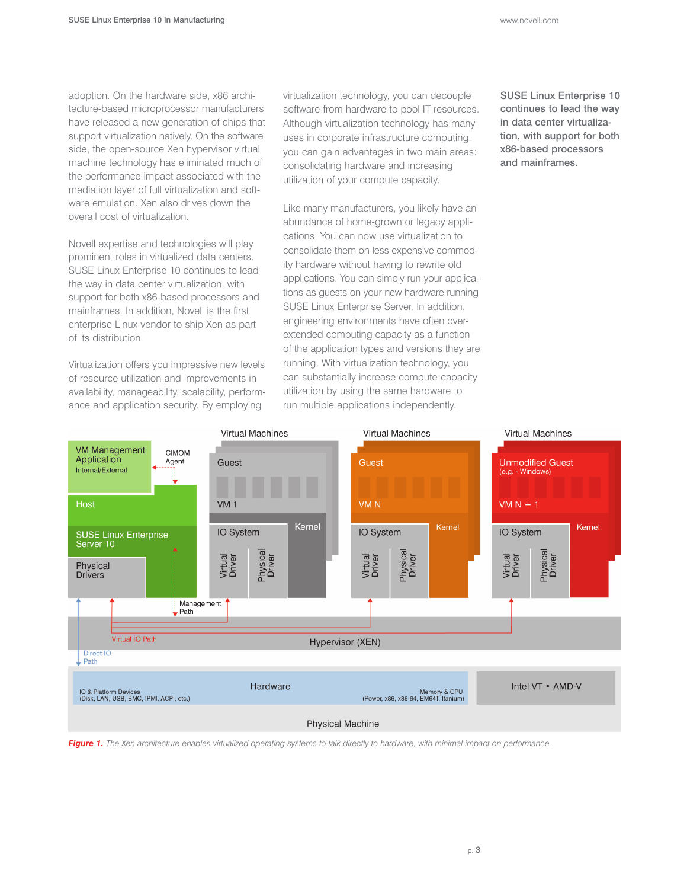adoption. On the hardware side, x86 architecture-based microprocessor manufacturers have released a new generation of chips that support virtualization natively. On the software side, the open-source Xen hypervisor virtual machine technology has eliminated much of the performance impact associated with the mediation layer of full virtualization and software emulation. Xen also drives down the overall cost of virtualization.

Novell expertise and technologies will play prominent roles in virtualized data centers. SUSE Linux Enterprise 10 continues to lead the way in data center virtualization, with support for both x86-based processors and mainframes. In addition, Novell is the first enterprise Linux vendor to ship Xen as part of its distribution.

Virtualization offers you impressive new levels of resource utilization and improvements in availability, manageability, scalability, performance and application security. By employing virtualization technology, you can decouple software from hardware to pool IT resources. Although virtualization technology has many uses in corporate infrastructure computing, you can gain advantages in two main areas: consolidating hardware and increasing utilization of your compute capacity.

Like many manufacturers, you likely have an abundance of home-grown or legacy applications. You can now use virtualization to consolidate them on less expensive commodity hardware without having to rewrite old applications. You can simply run your applications as guests on your new hardware running SUSE Linux Enterprise Server. In addition, engineering environments have often over-extended computing capacity as a function of the application types and versions they are running. With virtualization technology, you can substantially increase compute-capacity utilization by using the same hardware to run multiple applications independently.

**SUSE Linux Enterprise 10 continues to lead the way in data center virtualization, with support for both x86-based processors and mainframes.**

***Figure 1.*** *The Xen architecture enables virtualized operating systems to talk directly to hardware, with minimal impact on performance.*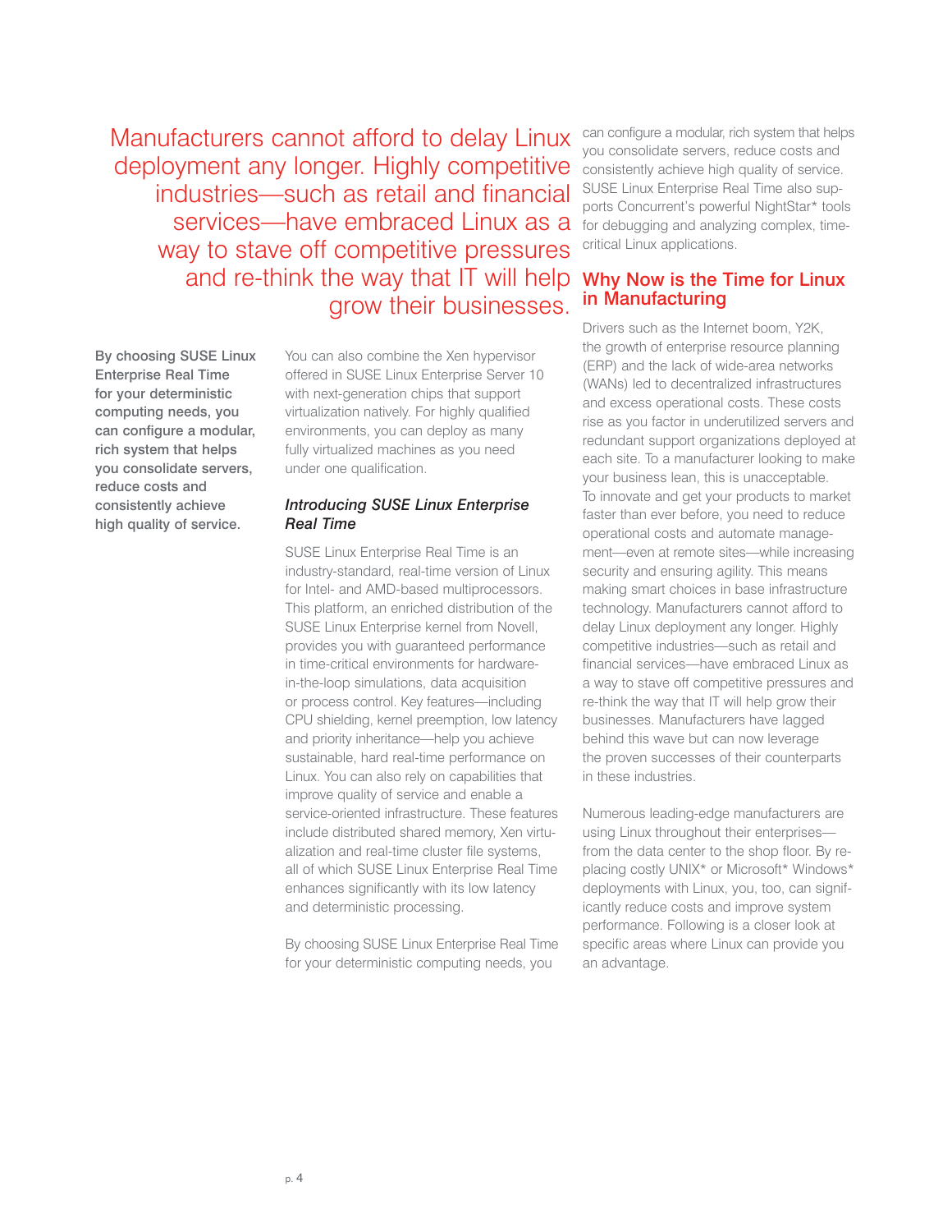Manufacturers cannot afford to delay Linux deployment any longer. Highly competitive industries—such as retail and financial services—have embraced Linux as a way to stave off competitive pressures and re-think the way that IT will help grow their businesses.

**By choosing SUSE Linux Enterprise Real Time for your deterministic computing needs, you can configure a modular, rich system that helps you consolidate servers, reduce costs and consistently achieve high quality of service.**

You can also combine the Xen hypervisor offered in SUSE Linux Enterprise Server 10 with next-generation chips that support virtualization natively. For highly qualified environments, you can deploy as many fully virtualized machines as you need under one qualification.

### *Introducing SUSE Linux Enterprise Real Time*

SUSE Linux Enterprise Real Time is an industry-standard, real-time version of Linux for Intel- and AMD-based multiprocessors. This platform, an enriched distribution of the SUSE Linux Enterprise kernel from Novell, provides you with guaranteed performance in time-critical environments for hardware-in-the-loop simulations, data acquisition or process control. Key features—including CPU shielding, kernel preemption, low latency and priority inheritance—help you achieve sustainable, hard real-time performance on Linux. You can also rely on capabilities that improve quality of service and enable a service-oriented infrastructure. These features include distributed shared memory, Xen virtualization and real-time cluster file systems, all of which SUSE Linux Enterprise Real Time enhances significantly with its low latency and deterministic processing.

By choosing SUSE Linux Enterprise Real Time for your deterministic computing needs, you can configure a modular, rich system that helps you consolidate servers, reduce costs and consistently achieve high quality of service. SUSE Linux Enterprise Real Time also supports Concurrent's powerful NightStar* tools for debugging and analyzing complex, time-critical Linux applications.

## Why Now is the Time for Linux in Manufacturing

Drivers such as the Internet boom, Y2K, the growth of enterprise resource planning (ERP) and the lack of wide-area networks (WANs) led to decentralized infrastructures and excess operational costs. These costs rise as you factor in underutilized servers and redundant support organizations deployed at each site. To a manufacturer looking to make your business lean, this is unacceptable. To innovate and get your products to market faster than ever before, you need to reduce operational costs and automate management—even at remote sites—while increasing security and ensuring agility. This means making smart choices in base infrastructure technology. Manufacturers cannot afford to delay Linux deployment any longer. Highly competitive industries—such as retail and financial services—have embraced Linux as a way to stave off competitive pressures and re-think the way that IT will help grow their businesses. Manufacturers have lagged behind this wave but can now leverage the proven successes of their counterparts in these industries.

Numerous leading-edge manufacturers are using Linux throughout their enterprises—from the data center to the shop floor. By replacing costly UNIX* or Microsoft* Windows* deployments with Linux, you, too, can significantly reduce costs and improve system performance. Following is a closer look at specific areas where Linux can provide you an advantage.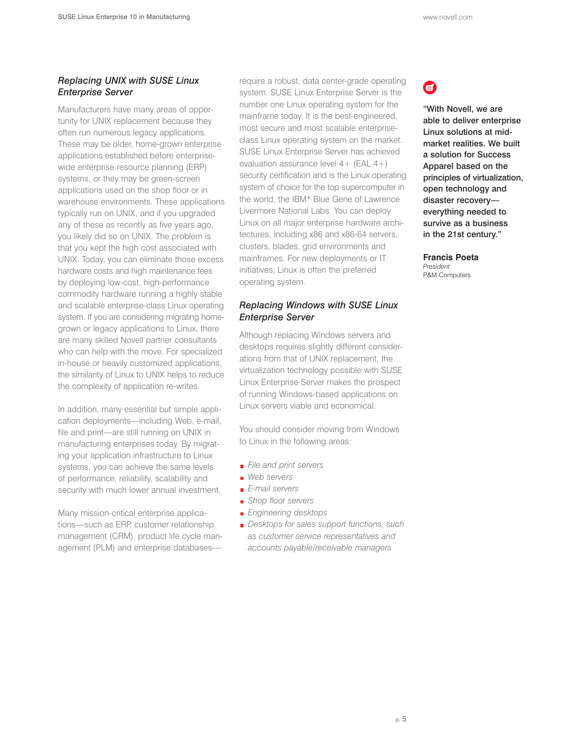### *Replacing UNIX with SUSE Linux Enterprise Server*

Manufacturers have many areas of opportunity for UNIX replacement because they often run numerous legacy applications. These may be older, home-grown enterprise applications established before enterprise-wide enterprise resource planning (ERP) systems, or they may be green-screen applications used on the shop floor or in warehouse environments. These applications typically run on UNIX, and if you upgraded any of these as recently as five years ago, you likely did so on UNIX. The problem is that you kept the high cost associated with UNIX. Today, you can eliminate those excess hardware costs and high maintenance fees by deploying low-cost, high-performance commodity hardware running a highly stable and scalable enterprise-class Linux operating system. If you are considering migrating home-grown or legacy applications to Linux, there are many skilled Novell partner consultants who can help with the move. For specialized in-house or heavily customized applications, the similarity of Linux to UNIX helps to reduce the complexity of application re-writes.

In addition, many essential but simple application deployments—including Web, e-mail, file and print—are still running on UNIX in manufacturing enterprises today. By migrating your application infrastructure to Linux systems, you can achieve the same levels of performance, reliability, scalability and security with much lower annual investment.

Many mission-critical enterprise applications—such as ERP, customer relationship management (CRM), product life cycle management (PLM) and enterprise databases—require a robust, data center-grade operating system. SUSE Linux Enterprise Server is the number one Linux operating system for the mainframe today. It is the best-engineered, most secure and most scalable enterprise-class Linux operating system on the market. SUSE Linux Enterprise Server has achieved evaluation assurance level 4+ (EAL 4+) security certification and is the Linux operating system of choice for the top supercomputer in the world, the IBM* Blue Gene of Lawrence Livermore National Labs. You can deploy Linux on all major enterprise hardware architectures, including x86 and x86-64 servers, clusters, blades, grid environments and mainframes. For new deployments or IT initiatives, Linux is often the preferred operating system.

### *Replacing Windows with SUSE Linux Enterprise Server*

Although replacing Windows servers and desktops requires slightly different considerations from that of UNIX replacement, the virtualization technology possible with SUSE Linux Enterprise Server makes the prospect of running Windows-based applications on Linux servers viable and economical.

You should consider moving from Windows to Linux in the following areas:

- *File and print servers*
- *Web servers*
- *E-mail servers*
- *Shop floor servers*
- *Engineering desktops*
- *Desktops for sales support functions, such as customer service representatives and accounts payable/receivable managers*

**"With Novell, we are able to deliver enterprise Linux solutions at mid-market realities. We built a solution for Success Apparel based on the principles of virtualization, open technology and disaster recovery—everything needed to survive as a business in the 21st century."**

**Francis Poeta**
*President*
P&M Computers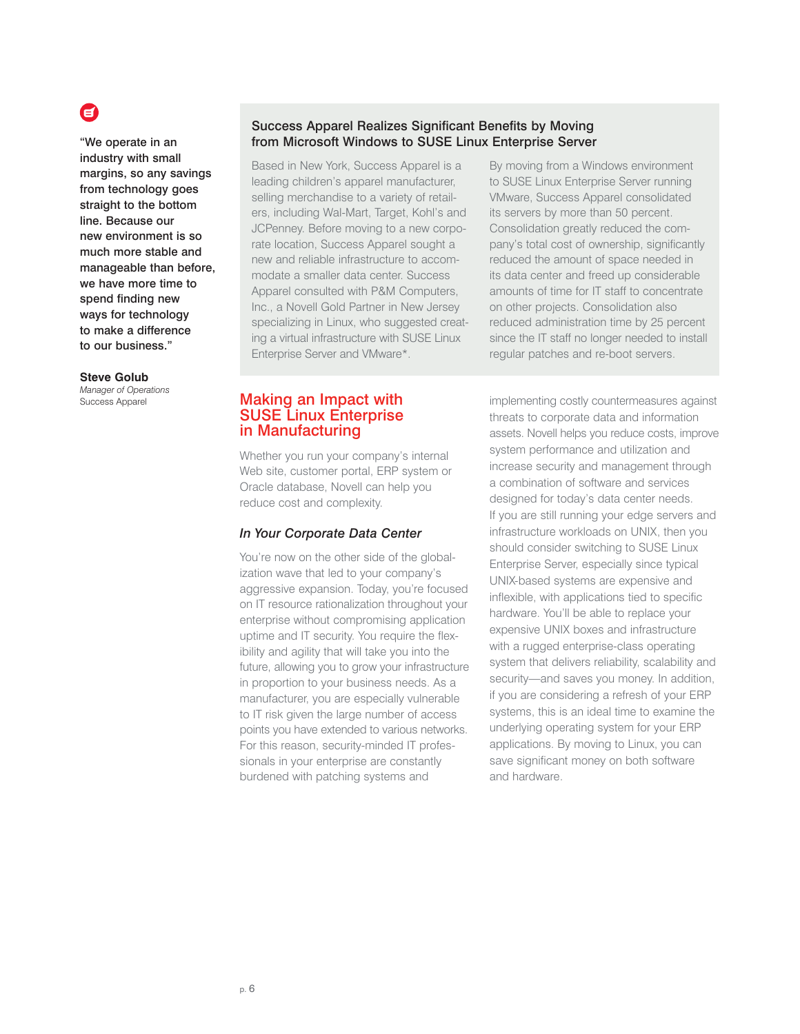"We operate in an industry with small margins, so any savings from technology goes straight to the bottom line. Because our new environment is so much more stable and manageable than before, we have more time to spend finding new ways for technology to make a difference to our business."

**Steve Golub**
*Manager of Operations*
Success Apparel

### Success Apparel Realizes Significant Benefits by Moving from Microsoft Windows to SUSE Linux Enterprise Server

Based in New York, Success Apparel is a leading children's apparel manufacturer, selling merchandise to a variety of retailers, including Wal-Mart, Target, Kohl's and JCPenney. Before moving to a new corporate location, Success Apparel sought a new and reliable infrastructure to accommodate a smaller data center. Success Apparel consulted with P&M Computers, Inc., a Novell Gold Partner in New Jersey specializing in Linux, who suggested creating a virtual infrastructure with SUSE Linux Enterprise Server and VMware*.

By moving from a Windows environment to SUSE Linux Enterprise Server running VMware, Success Apparel consolidated its servers by more than 50 percent. Consolidation greatly reduced the company's total cost of ownership, significantly reduced the amount of space needed in its data center and freed up considerable amounts of time for IT staff to concentrate on other projects. Consolidation also reduced administration time by 25 percent since the IT staff no longer needed to install regular patches and re-boot servers.

## Making an Impact with SUSE Linux Enterprise in Manufacturing

Whether you run your company's internal Web site, customer portal, ERP system or Oracle database, Novell can help you reduce cost and complexity.

### *In Your Corporate Data Center*

You're now on the other side of the globalization wave that led to your company's aggressive expansion. Today, you're focused on IT resource rationalization throughout your enterprise without compromising application uptime and IT security. You require the flexibility and agility that will take you into the future, allowing you to grow your infrastructure in proportion to your business needs. As a manufacturer, you are especially vulnerable to IT risk given the large number of access points you have extended to various networks. For this reason, security-minded IT professionals in your enterprise are constantly burdened with patching systems and implementing costly countermeasures against threats to corporate data and information assets. Novell helps you reduce costs, improve system performance and utilization and increase security and management through a combination of software and services designed for today's data center needs. If you are still running your edge servers and infrastructure workloads on UNIX, then you should consider switching to SUSE Linux Enterprise Server, especially since typical UNIX-based systems are expensive and inflexible, with applications tied to specific hardware. You'll be able to replace your expensive UNIX boxes and infrastructure with a rugged enterprise-class operating system that delivers reliability, scalability and security—and saves you money. In addition, if you are considering a refresh of your ERP systems, this is an ideal time to examine the underlying operating system for your ERP applications. By moving to Linux, you can save significant money on both software and hardware.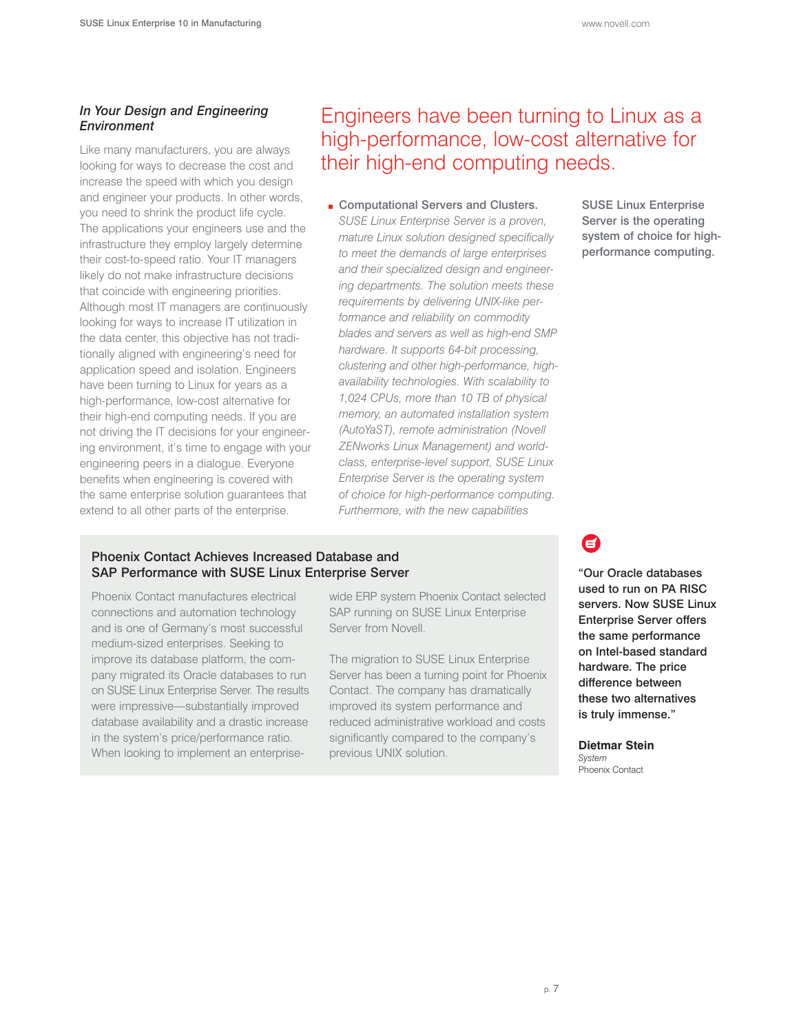### *In Your Design and Engineering Environment*

Like many manufacturers, you are always looking for ways to decrease the cost and increase the speed with which you design and engineer your products. In other words, you need to shrink the product life cycle. The applications your engineers use and the infrastructure they employ largely determine their cost-to-speed ratio. Your IT managers likely do not make infrastructure decisions that coincide with engineering priorities. Although most IT managers are continuously looking for ways to increase IT utilization in the data center, this objective has not traditionally aligned with engineering's need for application speed and isolation. Engineers have been turning to Linux for years as a high-performance, low-cost alternative for their high-end computing needs. If you are not driving the IT decisions for your engineering environment, it's time to engage with your engineering peers in a dialogue. Everyone benefits when engineering is covered with the same enterprise solution guarantees that extend to all other parts of the enterprise.

## Engineers have been turning to Linux as a high-performance, low-cost alternative for their high-end computing needs.

- Computational Servers and Clusters. *SUSE Linux Enterprise Server is a proven, mature Linux solution designed specifically to meet the demands of large enterprises and their specialized design and engineering departments. The solution meets these requirements by delivering UNIX-like performance and reliability on commodity blades and servers as well as high-end SMP hardware. It supports 64-bit processing, clustering and other high-performance, high-availability technologies. With scalability to 1,024 CPUs, more than 10 TB of physical memory, an automated installation system (AutoYaST), remote administration (Novell ZENworks Linux Management) and world-class, enterprise-level support, SUSE Linux Enterprise Server is the operating system of choice for high-performance computing. Furthermore, with the new capabilities*

SUSE Linux Enterprise Server is the operating system of choice for high-performance computing.

### Phoenix Contact Achieves Increased Database and SAP Performance with SUSE Linux Enterprise Server

Phoenix Contact manufactures electrical connections and automation technology and is one of Germany's most successful medium-sized enterprises. Seeking to improve its database platform, the company migrated its Oracle databases to run on SUSE Linux Enterprise Server. The results were impressive—substantially improved database availability and a drastic increase in the system's price/performance ratio. When looking to implement an enterprise-wide ERP system Phoenix Contact selected SAP running on SUSE Linux Enterprise Server from Novell.

The migration to SUSE Linux Enterprise Server has been a turning point for Phoenix Contact. The company has dramatically improved its system performance and reduced administrative workload and costs significantly compared to the company's previous UNIX solution.

**"Our Oracle databases used to run on PA RISC servers. Now SUSE Linux Enterprise Server offers the same performance on Intel-based standard hardware. The price difference between these two alternatives is truly immense."**

**Dietmar Stein**
*System*
Phoenix Contact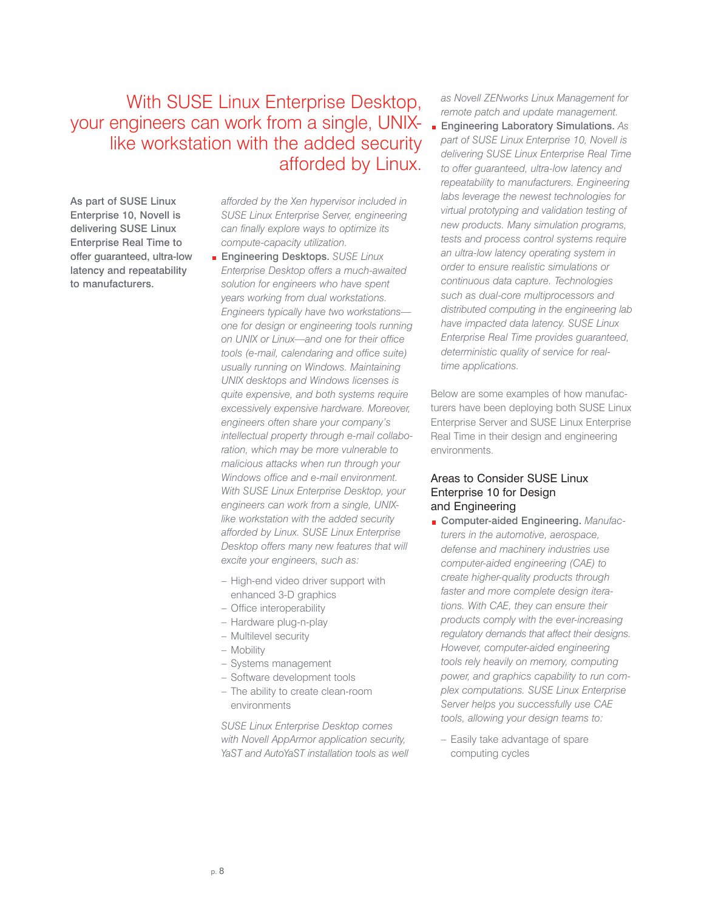With SUSE Linux Enterprise Desktop, your engineers can work from a single, UNIX-like workstation with the added security afforded by Linux.

**As part of SUSE Linux Enterprise 10, Novell is delivering SUSE Linux Enterprise Real Time to offer guaranteed, ultra-low latency and repeatability to manufacturers.**

*afforded by the Xen hypervisor included in SUSE Linux Enterprise Server, engineering can finally explore ways to optimize its compute-capacity utilization.*

- **Engineering Desktops.** *SUSE Linux Enterprise Desktop offers a much-awaited solution for engineers who have spent years working from dual workstations. Engineers typically have two workstations—one for design or engineering tools running on UNIX or Linux—and one for their office tools (e-mail, calendaring and office suite) usually running on Windows. Maintaining UNIX desktops and Windows licenses is quite expensive, and both systems require excessively expensive hardware. Moreover, engineers often share your company's intellectual property through e-mail collaboration, which may be more vulnerable to malicious attacks when run through your Windows office and e-mail environment. With SUSE Linux Enterprise Desktop, your engineers can work from a single, UNIX-like workstation with the added security afforded by Linux. SUSE Linux Enterprise Desktop offers many new features that will excite your engineers, such as:*

  - High-end video driver support with enhanced 3-D graphics
  - Office interoperability
  - Hardware plug-n-play
  - Multilevel security
  - Mobility
  - Systems management
  - Software development tools
  - The ability to create clean-room environments

  *SUSE Linux Enterprise Desktop comes with Novell AppArmor application security, YaST and AutoYaST installation tools as well as Novell ZENworks Linux Management for remote patch and update management.*

- **Engineering Laboratory Simulations.** *As part of SUSE Linux Enterprise 10, Novell is delivering SUSE Linux Enterprise Real Time to offer guaranteed, ultra-low latency and repeatability to manufacturers. Engineering labs leverage the newest technologies for virtual prototyping and validation testing of new products. Many simulation programs, tests and process control systems require an ultra-low latency operating system in order to ensure realistic simulations or continuous data capture. Technologies such as dual-core multiprocessors and distributed computing in the engineering lab have impacted data latency. SUSE Linux Enterprise Real Time provides guaranteed, deterministic quality of service for real-time applications.*

Below are some examples of how manufacturers have been deploying both SUSE Linux Enterprise Server and SUSE Linux Enterprise Real Time in their design and engineering environments.

### Areas to Consider SUSE Linux Enterprise 10 for Design and Engineering

- **Computer-aided Engineering.** *Manufacturers in the automotive, aerospace, defense and machinery industries use computer-aided engineering (CAE) to create higher-quality products through faster and more complete design iterations. With CAE, they can ensure their products comply with the ever-increasing regulatory demands that affect their designs. However, computer-aided engineering tools rely heavily on memory, computing power, and graphics capability to run complex computations. SUSE Linux Enterprise Server helps you successfully use CAE tools, allowing your design teams to:*

  - Easily take advantage of spare computing cycles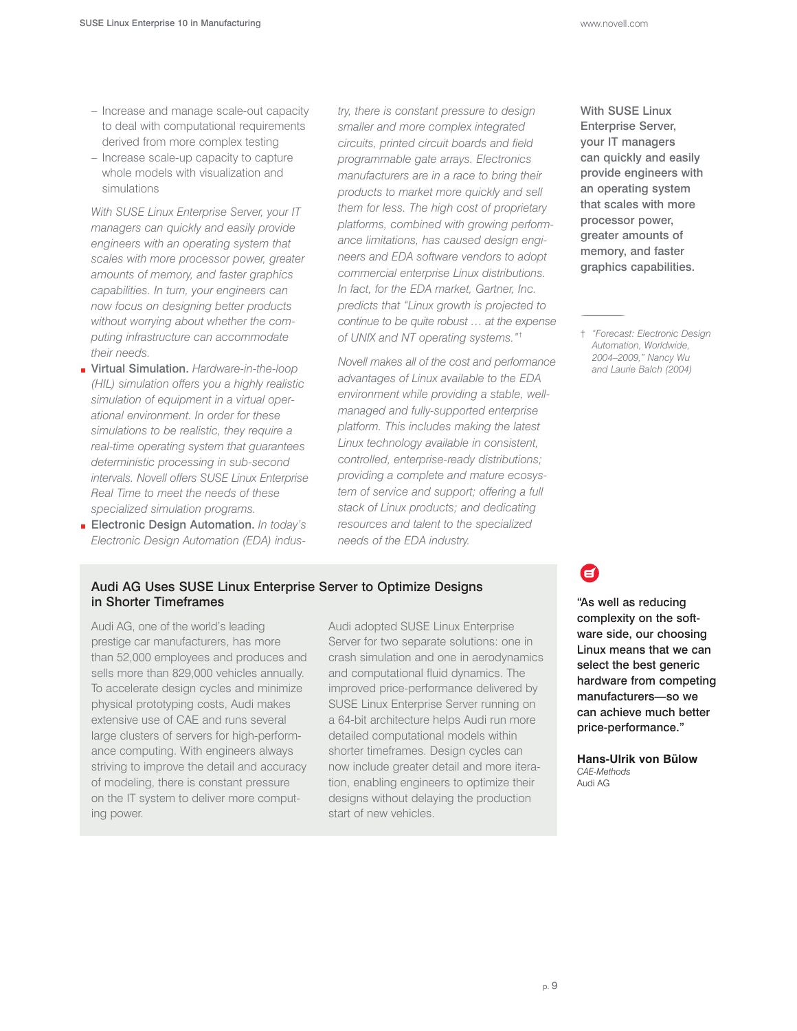- Increase and manage scale-out capacity to deal with computational requirements derived from more complex testing
- Increase scale-up capacity to capture whole models with visualization and simulations

*With SUSE Linux Enterprise Server, your IT managers can quickly and easily provide engineers with an operating system that scales with more processor power, greater amounts of memory, and faster graphics capabilities. In turn, your engineers can now focus on designing better products without worrying about whether the computing infrastructure can accommodate their needs.*

- **Virtual Simulation.** *Hardware-in-the-loop (HIL) simulation offers you a highly realistic simulation of equipment in a virtual operational environment. In order for these simulations to be realistic, they require a real-time operating system that guarantees deterministic processing in sub-second intervals. Novell offers SUSE Linux Enterprise Real Time to meet the needs of these specialized simulation programs.*
- **Electronic Design Automation.** *In today's Electronic Design Automation (EDA) industry, there is constant pressure to design smaller and more complex integrated circuits, printed circuit boards and field programmable gate arrays. Electronics manufacturers are in a race to bring their products to market more quickly and sell them for less. The high cost of proprietary platforms, combined with growing performance limitations, has caused design engineers and EDA software vendors to adopt commercial enterprise Linux distributions. In fact, for the EDA market, Gartner, Inc. predicts that "Linux growth is projected to continue to be quite robust … at the expense of UNIX and NT operating systems."*†

*Novell makes all of the cost and performance advantages of Linux available to the EDA environment while providing a stable, well-managed and fully-supported enterprise platform. This includes making the latest Linux technology available in consistent, controlled, enterprise-ready distributions; providing a complete and mature ecosystem of service and support; offering a full stack of Linux products; and dedicating resources and talent to the specialized needs of the EDA industry.*

With SUSE Linux Enterprise Server, your IT managers can quickly and easily provide engineers with an operating system that scales with more processor power, greater amounts of memory, and faster graphics capabilities.

† *"Forecast: Electronic Design Automation, Worldwide, 2004–2009," Nancy Wu and Laurie Balch (2004)*

## Audi AG Uses SUSE Linux Enterprise Server to Optimize Designs in Shorter Timeframes

Audi AG, one of the world's leading prestige car manufacturers, has more than 52,000 employees and produces and sells more than 829,000 vehicles annually. To accelerate design cycles and minimize physical prototyping costs, Audi makes extensive use of CAE and runs several large clusters of servers for high-performance computing. With engineers always striving to improve the detail and accuracy of modeling, there is constant pressure on the IT system to deliver more computing power.

Audi adopted SUSE Linux Enterprise Server for two separate solutions: one in crash simulation and one in aerodynamics and computational fluid dynamics. The improved price-performance delivered by SUSE Linux Enterprise Server running on a 64-bit architecture helps Audi run more detailed computational models within shorter timeframes. Design cycles can now include greater detail and more iteration, enabling engineers to optimize their designs without delaying the production start of new vehicles.

"As well as reducing complexity on the software side, our choosing Linux means that we can select the best generic hardware from competing manufacturers—so we can achieve much better price-performance."

**Hans-Ulrik von Bülow**
*CAE-Methods*
Audi AG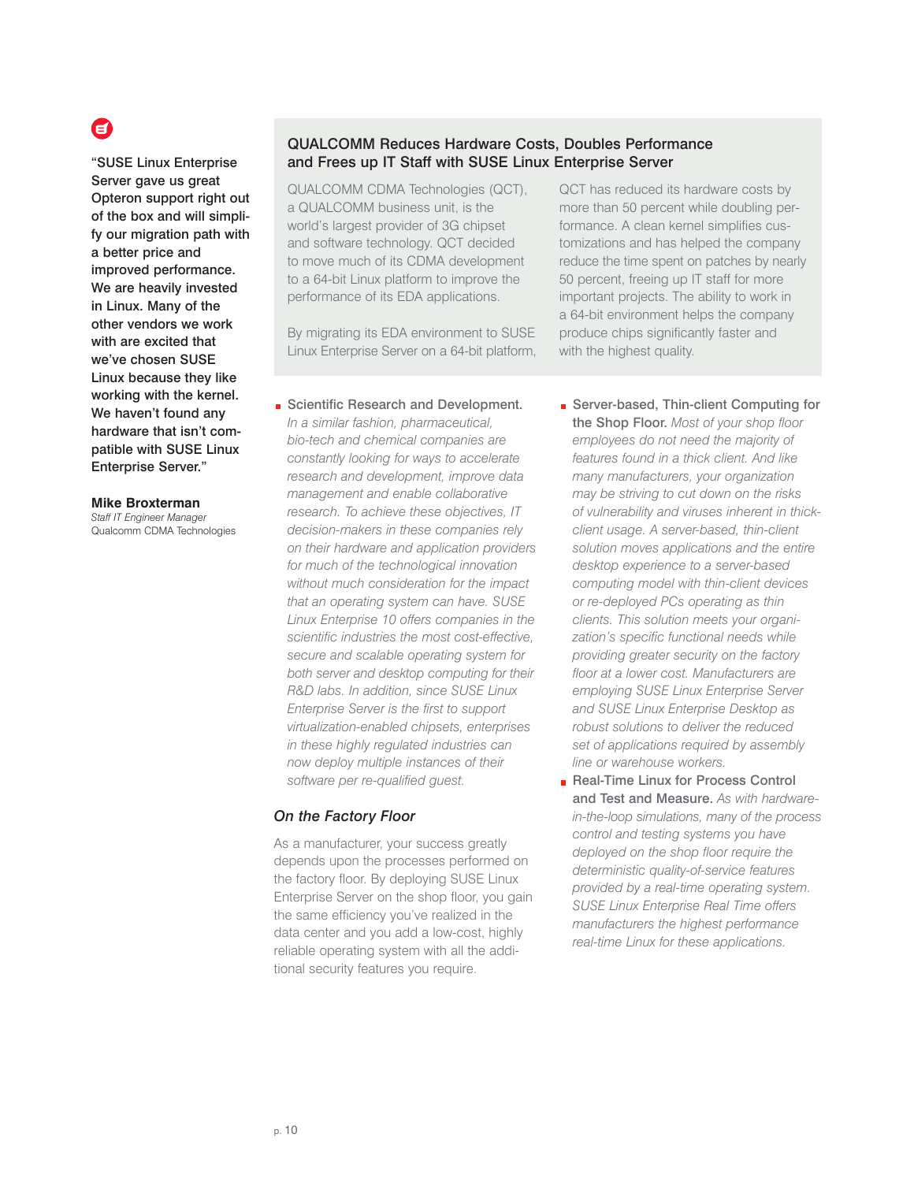"SUSE Linux Enterprise Server gave us great Opteron support right out of the box and will simplify our migration path with a better price and improved performance. We are heavily invested in Linux. Many of the other vendors we work with are excited that we've chosen SUSE Linux because they like working with the kernel. We haven't found any hardware that isn't compatible with SUSE Linux Enterprise Server."

**Mike Broxterman**
*Staff IT Engineer Manager*
Qualcomm CDMA Technologies

### QUALCOMM Reduces Hardware Costs, Doubles Performance and Frees up IT Staff with SUSE Linux Enterprise Server

QUALCOMM CDMA Technologies (QCT), a QUALCOMM business unit, is the world's largest provider of 3G chipset and software technology. QCT decided to move much of its CDMA development to a 64-bit Linux platform to improve the performance of its EDA applications.

By migrating its EDA environment to SUSE Linux Enterprise Server on a 64-bit platform, QCT has reduced its hardware costs by more than 50 percent while doubling performance. A clean kernel simplifies customizations and has helped the company reduce the time spent on patches by nearly 50 percent, freeing up IT staff for more important projects. The ability to work in a 64-bit environment helps the company produce chips significantly faster and with the highest quality.

- **Scientific Research and Development.** *In a similar fashion, pharmaceutical, bio-tech and chemical companies are constantly looking for ways to accelerate research and development, improve data management and enable collaborative research. To achieve these objectives, IT decision-makers in these companies rely on their hardware and application providers for much of the technological innovation without much consideration for the impact that an operating system can have. SUSE Linux Enterprise 10 offers companies in the scientific industries the most cost-effective, secure and scalable operating system for both server and desktop computing for their R&D labs. In addition, since SUSE Linux Enterprise Server is the first to support virtualization-enabled chipsets, enterprises in these highly regulated industries can now deploy multiple instances of their software per re-qualified guest.*

### *On the Factory Floor*

As a manufacturer, your success greatly depends upon the processes performed on the factory floor. By deploying SUSE Linux Enterprise Server on the shop floor, you gain the same efficiency you've realized in the data center and you add a low-cost, highly reliable operating system with all the additional security features you require.

- **Server-based, Thin-client Computing for the Shop Floor.** *Most of your shop floor employees do not need the majority of features found in a thick client. And like many manufacturers, your organization may be striving to cut down on the risks of vulnerability and viruses inherent in thick-client usage. A server-based, thin-client solution moves applications and the entire desktop experience to a server-based computing model with thin-client devices or re-deployed PCs operating as thin clients. This solution meets your organization's specific functional needs while providing greater security on the factory floor at a lower cost. Manufacturers are employing SUSE Linux Enterprise Server and SUSE Linux Enterprise Desktop as robust solutions to deliver the reduced set of applications required by assembly line or warehouse workers.*
- **Real-Time Linux for Process Control and Test and Measure.** *As with hardware-in-the-loop simulations, many of the process control and testing systems you have deployed on the shop floor require the deterministic quality-of-service features provided by a real-time operating system. SUSE Linux Enterprise Real Time offers manufacturers the highest performance real-time Linux for these applications.*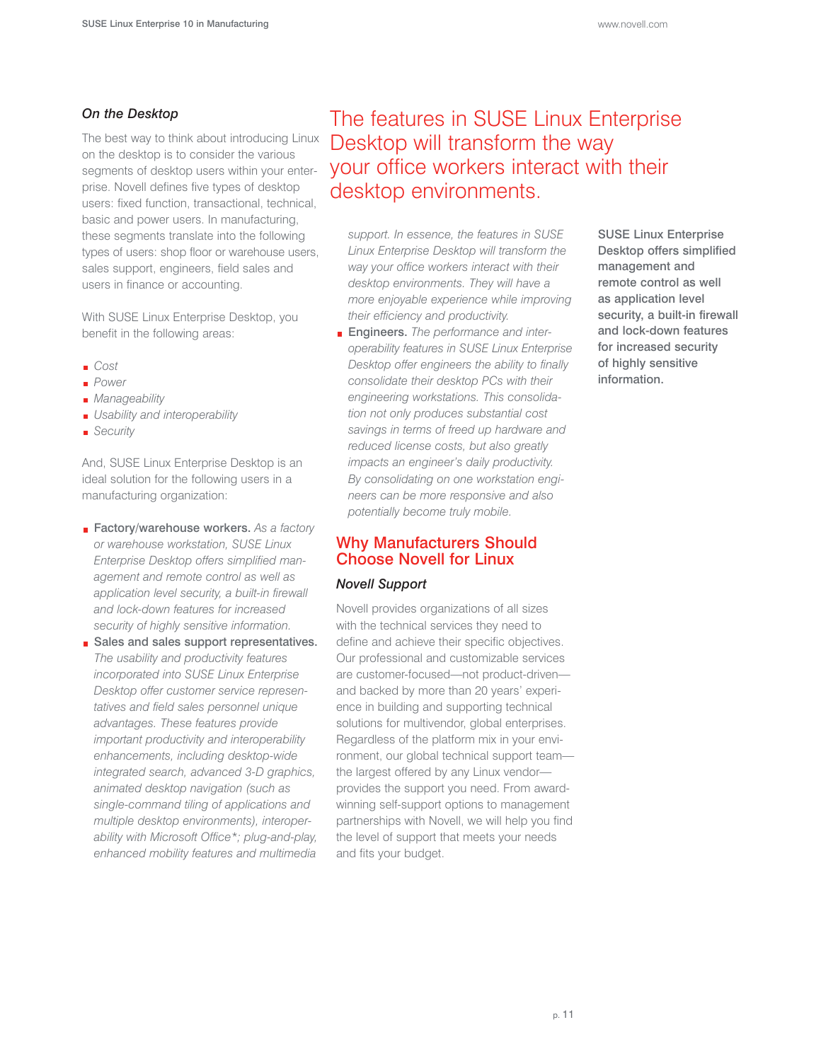### *On the Desktop*

The best way to think about introducing Linux on the desktop is to consider the various segments of desktop users within your enterprise. Novell defines five types of desktop users: fixed function, transactional, technical, basic and power users. In manufacturing, these segments translate into the following types of users: shop floor or warehouse users, sales support, engineers, field sales and users in finance or accounting.

With SUSE Linux Enterprise Desktop, you benefit in the following areas:

- *Cost*
- *Power*
- *Manageability*
- *Usability and interoperability*
- *Security*

And, SUSE Linux Enterprise Desktop is an ideal solution for the following users in a manufacturing organization:

- **Factory/warehouse workers.** *As a factory or warehouse workstation, SUSE Linux Enterprise Desktop offers simplified management and remote control as well as application level security, a built-in firewall and lock-down features for increased security of highly sensitive information.*
- **Sales and sales support representatives.** *The usability and productivity features incorporated into SUSE Linux Enterprise Desktop offer customer service representatives and field sales personnel unique advantages. These features provide important productivity and interoperability enhancements, including desktop-wide integrated search, advanced 3-D graphics, animated desktop navigation (such as single-command tiling of applications and multiple desktop environments), interoperability with Microsoft Office*; plug-and-play, enhanced mobility features and multimedia support. In essence, the features in SUSE Linux Enterprise Desktop will transform the way your office workers interact with their desktop environments. They will have a more enjoyable experience while improving their efficiency and productivity.*
- **Engineers.** *The performance and interoperability features in SUSE Linux Enterprise Desktop offer engineers the ability to finally consolidate their desktop PCs with their engineering workstations. This consolidation not only produces substantial cost savings in terms of freed up hardware and reduced license costs, but also greatly impacts an engineer's daily productivity. By consolidating on one workstation engineers can be more responsive and also potentially become truly mobile.*

The features in SUSE Linux Enterprise Desktop will transform the way your office workers interact with their desktop environments.

SUSE Linux Enterprise Desktop offers simplified management and remote control as well as application level security, a built-in firewall and lock-down features for increased security of highly sensitive information.

## Why Manufacturers Should Choose Novell for Linux

### *Novell Support*

Novell provides organizations of all sizes with the technical services they need to define and achieve their specific objectives. Our professional and customizable services are customer-focused—not product-driven—and backed by more than 20 years' experience in building and supporting technical solutions for multivendor, global enterprises. Regardless of the platform mix in your environment, our global technical support team—the largest offered by any Linux vendor—provides the support you need. From award-winning self-support options to management partnerships with Novell, we will help you find the level of support that meets your needs and fits your budget.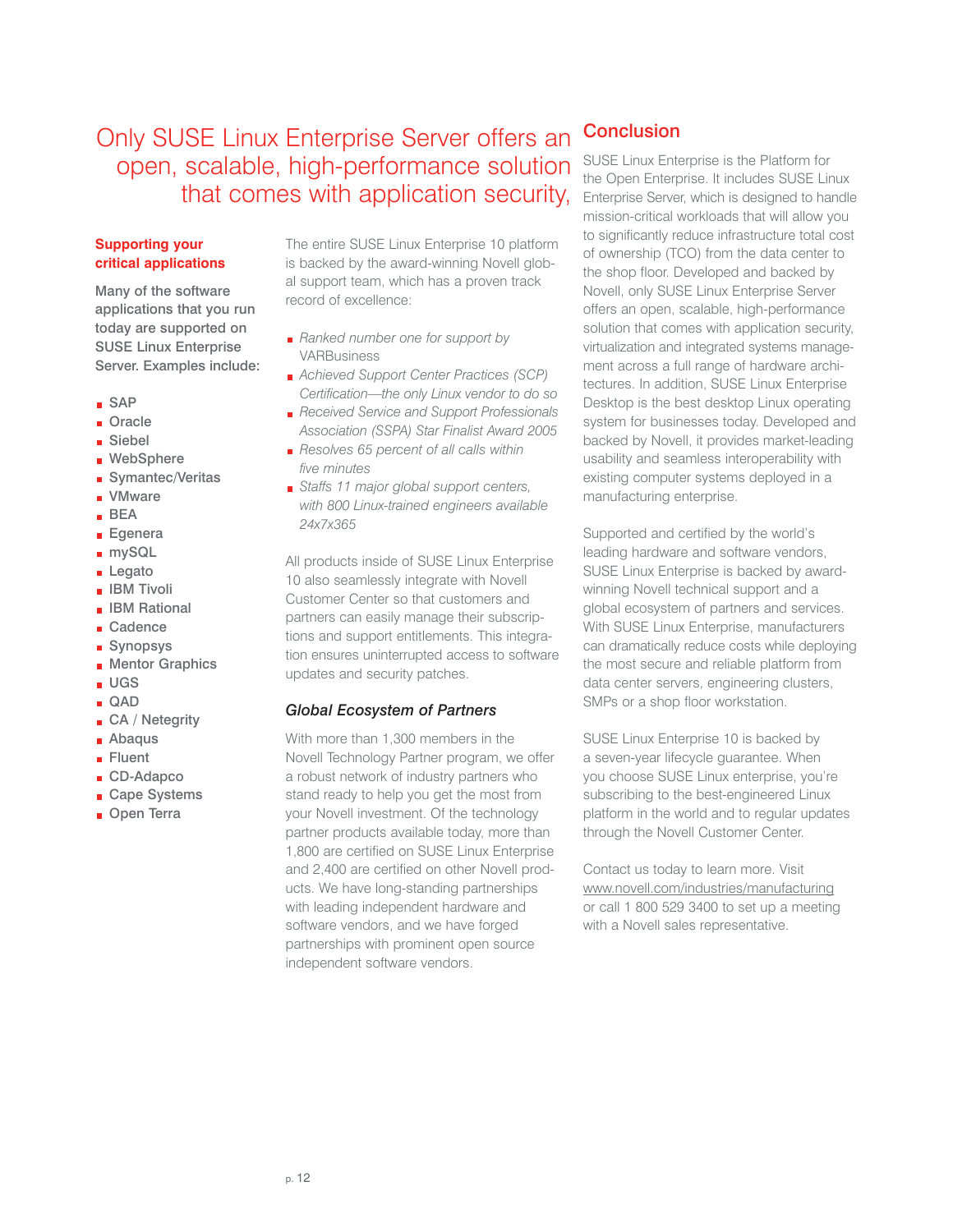# Only SUSE Linux Enterprise Server offers an open, scalable, high-performance solution that comes with application security,

**Supporting your critical applications**

**Many of the software applications that you run today are supported on SUSE Linux Enterprise Server. Examples include:**

- **SAP**
- **Oracle**
- **Siebel**
- **WebSphere**
- **Symantec/Veritas**
- **VMware**
- **BEA**
- **Egenera**
- **mySQL**
- **Legato**
- **IBM Tivoli**
- **IBM Rational**
- **Cadence**
- **Synopsys**
- **Mentor Graphics**
- **UGS**
- **QAD**
- **CA / Netegrity**
- **Abaqus**
- **Fluent**
- **CD-Adapco**
- **Cape Systems**
- **Open Terra**

The entire SUSE Linux Enterprise 10 platform is backed by the award-winning Novell global support team, which has a proven track record of excellence:

- *Ranked number one for support by* VARBusiness
- *Achieved Support Center Practices (SCP) Certification—the only Linux vendor to do so*
- *Received Service and Support Professionals Association (SSPA) Star Finalist Award 2005*
- *Resolves 65 percent of all calls within five minutes*
- *Staffs 11 major global support centers, with 800 Linux-trained engineers available 24x7x365*

All products inside of SUSE Linux Enterprise 10 also seamlessly integrate with Novell Customer Center so that customers and partners can easily manage their subscriptions and support entitlements. This integration ensures uninterrupted access to software updates and security patches.

### *Global Ecosystem of Partners*

With more than 1,300 members in the Novell Technology Partner program, we offer a robust network of industry partners who stand ready to help you get the most from your Novell investment. Of the technology partner products available today, more than 1,800 are certified on SUSE Linux Enterprise and 2,400 are certified on other Novell products. We have long-standing partnerships with leading independent hardware and software vendors, and we have forged partnerships with prominent open source independent software vendors.

## Conclusion

SUSE Linux Enterprise is the Platform for the Open Enterprise. It includes SUSE Linux Enterprise Server, which is designed to handle mission-critical workloads that will allow you to significantly reduce infrastructure total cost of ownership (TCO) from the data center to the shop floor. Developed and backed by Novell, only SUSE Linux Enterprise Server offers an open, scalable, high-performance solution that comes with application security, virtualization and integrated systems management across a full range of hardware architectures. In addition, SUSE Linux Enterprise Desktop is the best desktop Linux operating system for businesses today. Developed and backed by Novell, it provides market-leading usability and seamless interoperability with existing computer systems deployed in a manufacturing enterprise.

Supported and certified by the world's leading hardware and software vendors, SUSE Linux Enterprise is backed by award-winning Novell technical support and a global ecosystem of partners and services. With SUSE Linux Enterprise, manufacturers can dramatically reduce costs while deploying the most secure and reliable platform from data center servers, engineering clusters, SMPs or a shop floor workstation.

SUSE Linux Enterprise 10 is backed by a seven-year lifecycle guarantee. When you choose SUSE Linux enterprise, you're subscribing to the best-engineered Linux platform in the world and to regular updates through the Novell Customer Center.

Contact us today to learn more. Visit www.novell.com/industries/manufacturing or call 1 800 529 3400 to set up a meeting with a Novell sales representative.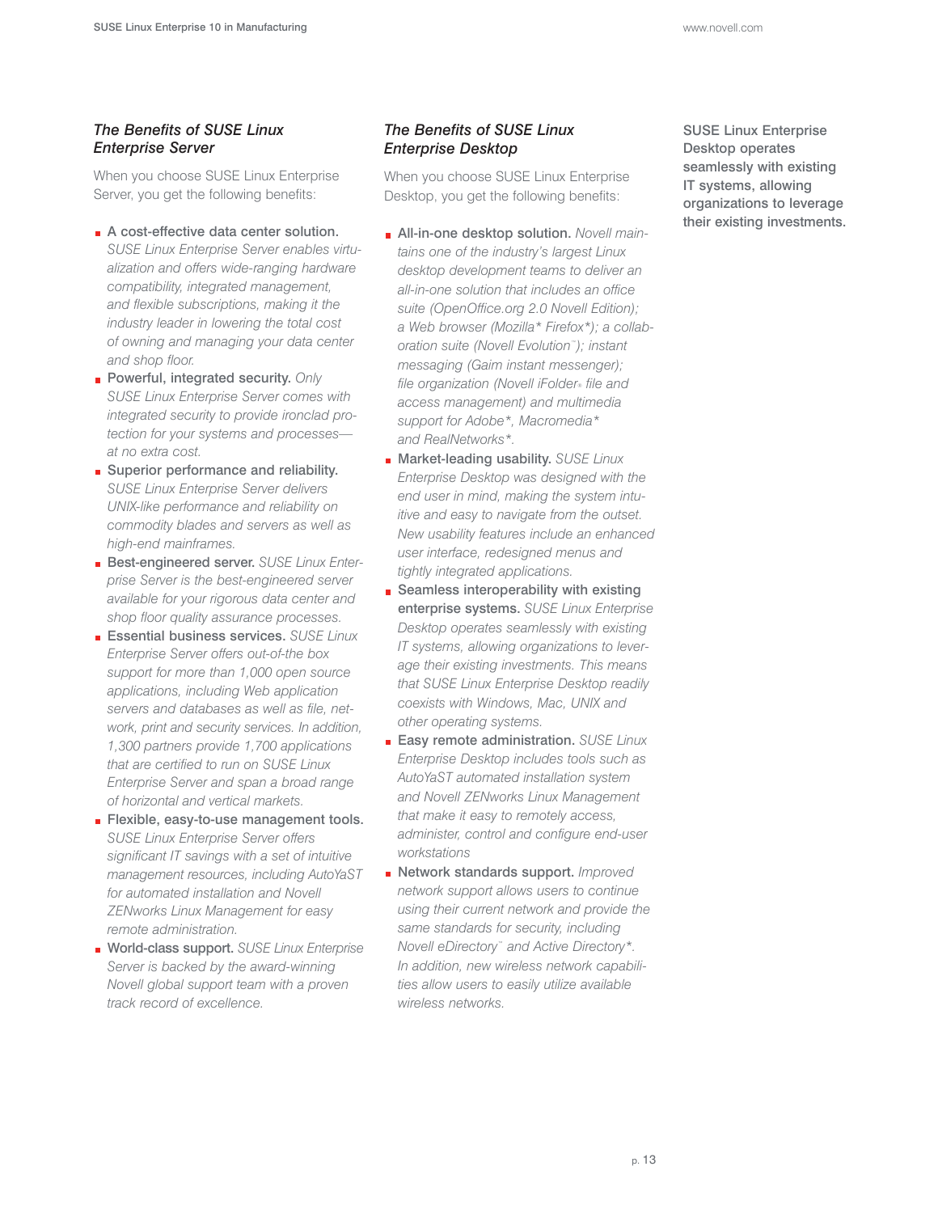## *The Benefits of SUSE Linux Enterprise Server*

When you choose SUSE Linux Enterprise Server, you get the following benefits:

- A cost-effective data center solution. *SUSE Linux Enterprise Server enables virtualization and offers wide-ranging hardware compatibility, integrated management, and flexible subscriptions, making it the industry leader in lowering the total cost of owning and managing your data center and shop floor.*
- Powerful, integrated security. *Only SUSE Linux Enterprise Server comes with integrated security to provide ironclad protection for your systems and processes—at no extra cost.*
- Superior performance and reliability. *SUSE Linux Enterprise Server delivers UNIX-like performance and reliability on commodity blades and servers as well as high-end mainframes.*
- Best-engineered server. *SUSE Linux Enterprise Server is the best-engineered server available for your rigorous data center and shop floor quality assurance processes.*
- Essential business services. *SUSE Linux Enterprise Server offers out-of-the box support for more than 1,000 open source applications, including Web application servers and databases as well as file, network, print and security services. In addition, 1,300 partners provide 1,700 applications that are certified to run on SUSE Linux Enterprise Server and span a broad range of horizontal and vertical markets.*
- Flexible, easy-to-use management tools. *SUSE Linux Enterprise Server offers significant IT savings with a set of intuitive management resources, including AutoYaST for automated installation and Novell ZENworks Linux Management for easy remote administration.*
- World-class support. *SUSE Linux Enterprise Server is backed by the award-winning Novell global support team with a proven track record of excellence.*

## *The Benefits of SUSE Linux Enterprise Desktop*

When you choose SUSE Linux Enterprise Desktop, you get the following benefits:

- All-in-one desktop solution. *Novell maintains one of the industry's largest Linux desktop development teams to deliver an all-in-one solution that includes an office suite (OpenOffice.org 2.0 Novell Edition); a Web browser (Mozilla* Firefox*); a collaboration suite (Novell Evolution™); instant messaging (Gaim instant messenger); file organization (Novell iFolder® file and access management) and multimedia support for Adobe*, Macromedia* and RealNetworks*.*
- Market-leading usability. *SUSE Linux Enterprise Desktop was designed with the end user in mind, making the system intuitive and easy to navigate from the outset. New usability features include an enhanced user interface, redesigned menus and tightly integrated applications.*
- Seamless interoperability with existing enterprise systems. *SUSE Linux Enterprise Desktop operates seamlessly with existing IT systems, allowing organizations to leverage their existing investments. This means that SUSE Linux Enterprise Desktop readily coexists with Windows, Mac, UNIX and other operating systems.*
- Easy remote administration. *SUSE Linux Enterprise Desktop includes tools such as AutoYaST automated installation system and Novell ZENworks Linux Management that make it easy to remotely access, administer, control and configure end-user workstations*
- Network standards support. *Improved network support allows users to continue using their current network and provide the same standards for security, including Novell eDirectory™ and Active Directory*. In addition, new wireless network capabilities allow users to easily utilize available wireless networks.*

SUSE Linux Enterprise Desktop operates seamlessly with existing IT systems, allowing organizations to leverage their existing investments.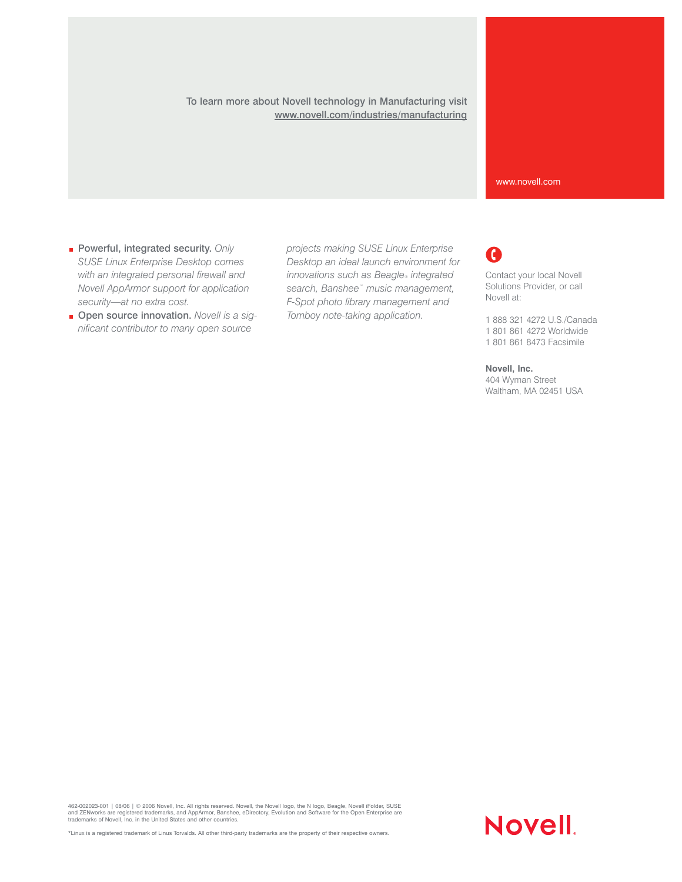To learn more about Novell technology in Manufacturing visit www.novell.com/industries/manufacturing

www.novell.com

- **Powerful, integrated security.** *Only SUSE Linux Enterprise Desktop comes with an integrated personal firewall and Novell AppArmor support for application security—at no extra cost.*
- **Open source innovation.** *Novell is a significant contributor to many open source projects making SUSE Linux Enterprise Desktop an ideal launch environment for innovations such as Beagle® integrated search, Banshee™ music management, F-Spot photo library management and Tomboy note-taking application.*

Contact your local Novell Solutions Provider, or call Novell at:

1 888 321 4272 U.S./Canada
1 801 861 4272 Worldwide
1 801 861 8473 Facsimile

**Novell, Inc.**
404 Wyman Street
Waltham, MA 02451 USA

462-002023-001 | 08/06 | © 2006 Novell, Inc. All rights reserved. Novell, the Novell logo, the N logo, Beagle, Novell iFolder, SUSE and ZENworks are registered trademarks, and AppArmor, Banshee, eDirectory, Evolution and Software for the Open Enterprise are trademarks of Novell, Inc. in the United States and other countries.

*Linux is a registered trademark of Linus Torvalds. All other third-party trademarks are the property of their respective owners.

Novell.